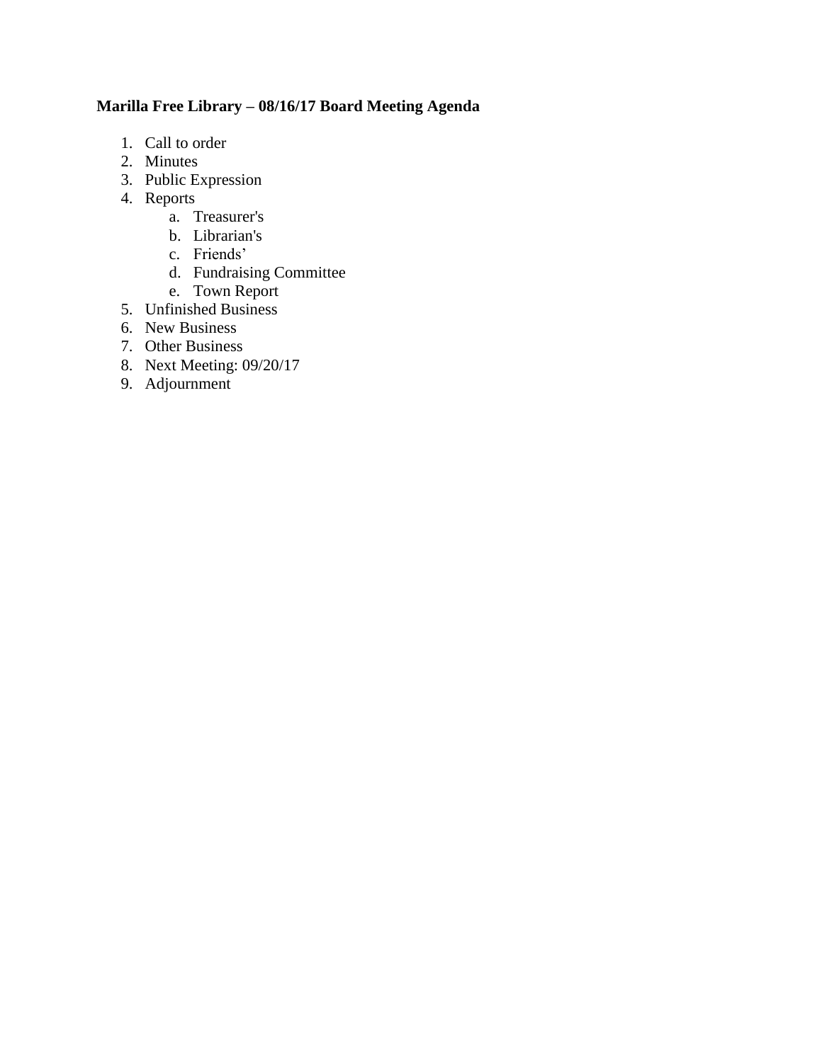**Marilla Free Library – 08/16/17 Board Meeting Agenda**

1. Call to order
2. Minutes
3. Public Expression
4. Reports
    a. Treasurer's
    b. Librarian's
    c. Friends'
    d. Fundraising Committee
    e. Town Report
5. Unfinished Business
6. New Business
7. Other Business
8. Next Meeting: 09/20/17
9. Adjournment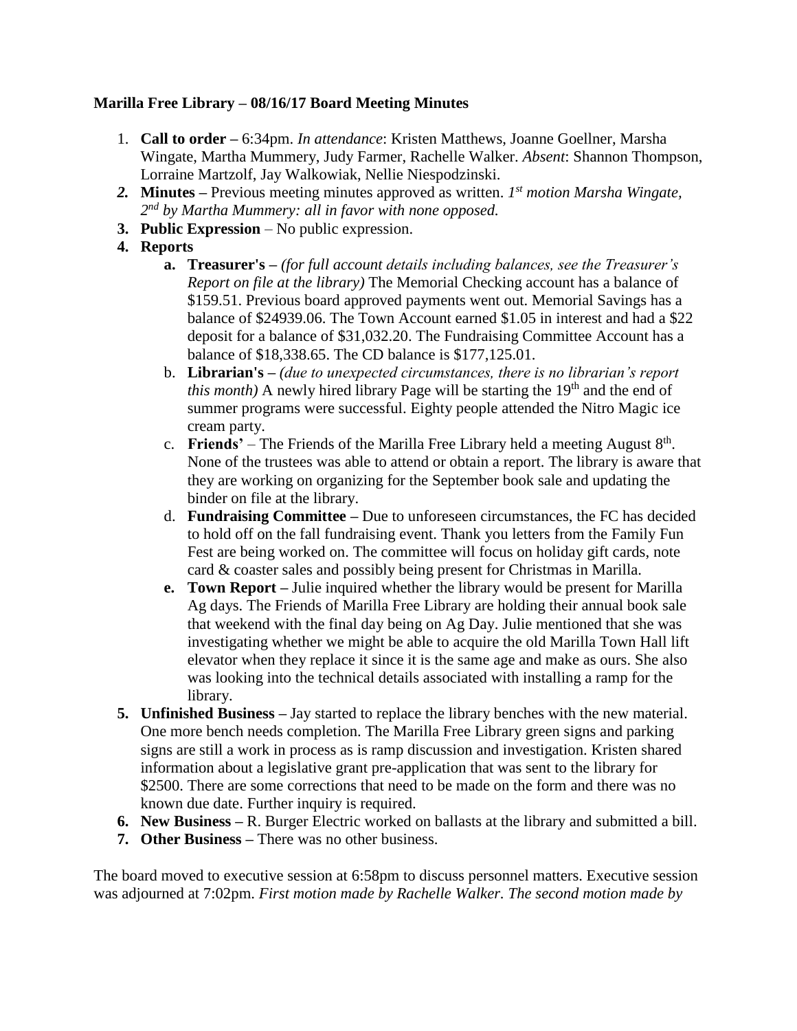**Marilla Free Library – 08/16/17 Board Meeting Minutes**

1. **Call to order –** 6:34pm. *In attendance*: Kristen Matthews, Joanne Goellner, Marsha Wingate, Martha Mummery, Judy Farmer, Rachelle Walker. *Absent*: Shannon Thompson, Lorraine Martzolf, Jay Walkowiak, Nellie Niespodzinski.
2. **Minutes –** Previous meeting minutes approved as written. *1st motion Marsha Wingate, 2nd by Martha Mummery: all in favor with none opposed.*
3. **Public Expression** – No public expression.
4. **Reports**
    a. **Treasurer's –** *(for full account details including balances, see the Treasurer's Report on file at the library)* The Memorial Checking account has a balance of $159.51. Previous board approved payments went out. Memorial Savings has a balance of $24939.06. The Town Account earned $1.05 in interest and had a $22 deposit for a balance of $31,032.20. The Fundraising Committee Account has a balance of $18,338.65. The CD balance is $177,125.01.
    b. **Librarian's –** *(due to unexpected circumstances, there is no librarian's report this month)* A newly hired library Page will be starting the 19th and the end of summer programs were successful. Eighty people attended the Nitro Magic ice cream party.
    c. **Friends'** – The Friends of the Marilla Free Library held a meeting August 8th. None of the trustees was able to attend or obtain a report. The library is aware that they are working on organizing for the September book sale and updating the binder on file at the library.
    d. **Fundraising Committee –** Due to unforeseen circumstances, the FC has decided to hold off on the fall fundraising event. Thank you letters from the Family Fun Fest are being worked on. The committee will focus on holiday gift cards, note card & coaster sales and possibly being present for Christmas in Marilla.
    e. **Town Report –** Julie inquired whether the library would be present for Marilla Ag days. The Friends of Marilla Free Library are holding their annual book sale that weekend with the final day being on Ag Day. Julie mentioned that she was investigating whether we might be able to acquire the old Marilla Town Hall lift elevator when they replace it since it is the same age and make as ours. She also was looking into the technical details associated with installing a ramp for the library.
5. **Unfinished Business –** Jay started to replace the library benches with the new material. One more bench needs completion. The Marilla Free Library green signs and parking signs are still a work in process as is ramp discussion and investigation. Kristen shared information about a legislative grant pre-application that was sent to the library for $2500. There are some corrections that need to be made on the form and there was no known due date. Further inquiry is required.
6. **New Business –** R. Burger Electric worked on ballasts at the library and submitted a bill.
7. **Other Business –** There was no other business.

The board moved to executive session at 6:58pm to discuss personnel matters. Executive session was adjourned at 7:02pm. *First motion made by Rachelle Walker. The second motion made by*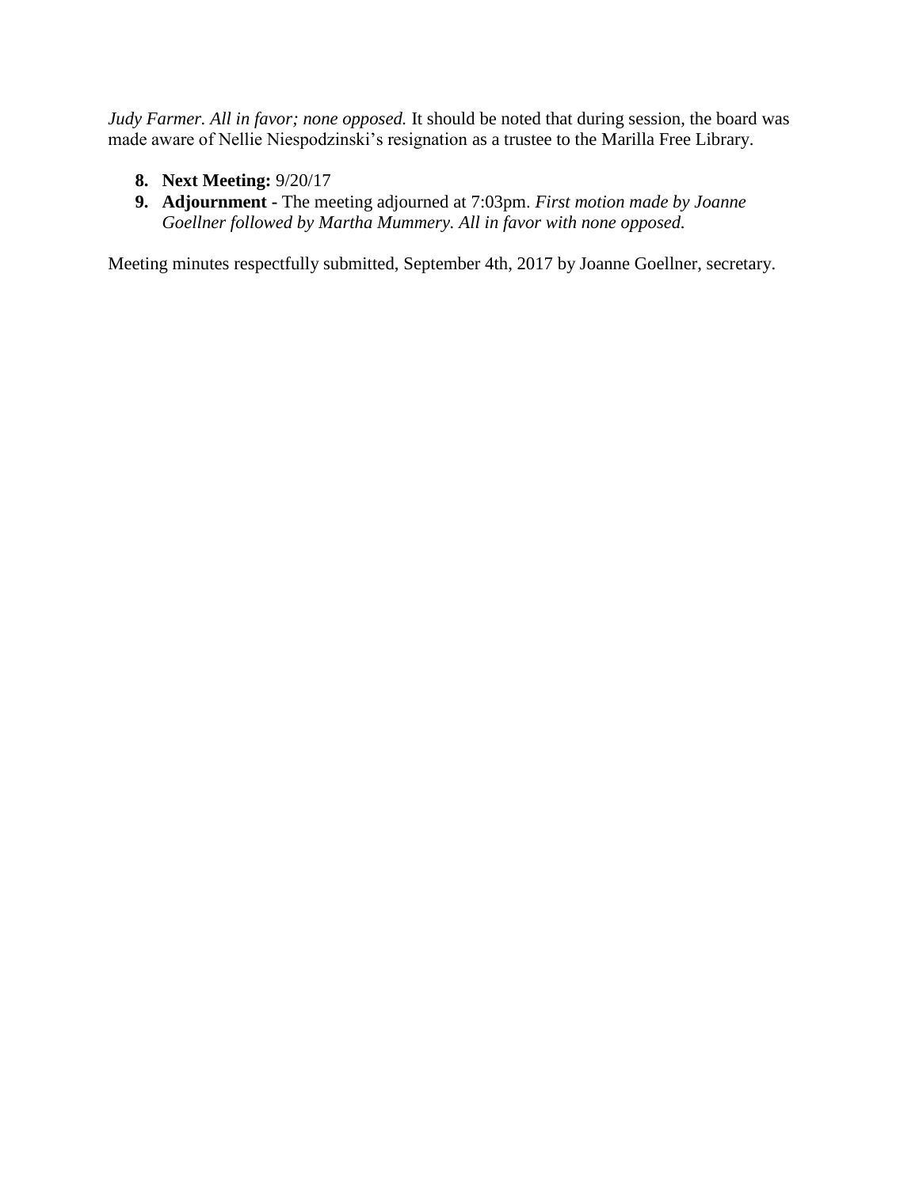*Judy Farmer. All in favor; none opposed.* It should be noted that during session, the board was made aware of Nellie Niespodzinski's resignation as a trustee to the Marilla Free Library.

8. **Next Meeting:** 9/20/17
9. **Adjournment -** The meeting adjourned at 7:03pm. *First motion made by Joanne Goellner followed by Martha Mummery. All in favor with none opposed.*

Meeting minutes respectfully submitted, September 4th, 2017 by Joanne Goellner, secretary.